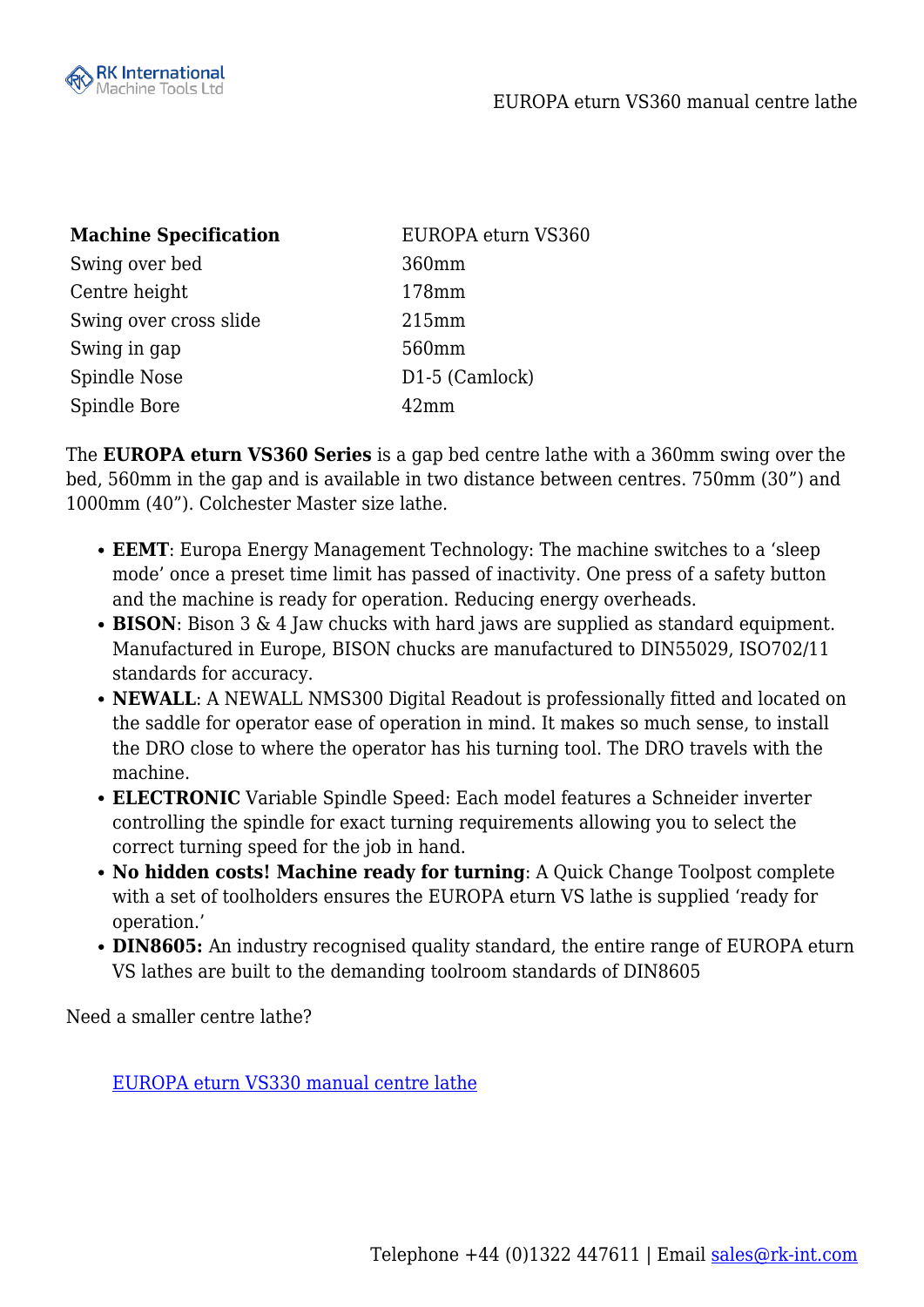| **Machine Specification** | EUROPA eturn VS360 |
|---|---|
| Swing over bed | 360mm |
| Centre height | 178mm |
| Swing over cross slide | 215mm |
| Swing in gap | 560mm |
| Spindle Nose | D1-5 (Camlock) |
| Spindle Bore | 42mm |

The **EUROPA eturn VS360 Series** is a gap bed centre lathe with a 360mm swing over the bed, 560mm in the gap and is available in two distance between centres. 750mm (30") and 1000mm (40"). Colchester Master size lathe.

- **EEMT**: Europa Energy Management Technology: The machine switches to a 'sleep mode' once a preset time limit has passed of inactivity. One press of a safety button and the machine is ready for operation. Reducing energy overheads.
- **BISON**: Bison 3 & 4 Jaw chucks with hard jaws are supplied as standard equipment. Manufactured in Europe, BISON chucks are manufactured to DIN55029, ISO702/11 standards for accuracy.
- **NEWALL**: A NEWALL NMS300 Digital Readout is professionally fitted and located on the saddle for operator ease of operation in mind. It makes so much sense, to install the DRO close to where the operator has his turning tool. The DRO travels with the machine.
- **ELECTRONIC** Variable Spindle Speed: Each model features a Schneider inverter controlling the spindle for exact turning requirements allowing you to select the correct turning speed for the job in hand.
- **No hidden costs! Machine ready for turning**: A Quick Change Toolpost complete with a set of toolholders ensures the EUROPA eturn VS lathe is supplied 'ready for operation.'
- **DIN8605:** An industry recognised quality standard, the entire range of EUROPA eturn VS lathes are built to the demanding toolroom standards of DIN8605

Need a smaller centre lathe?

[EUROPA eturn VS330 manual centre lathe]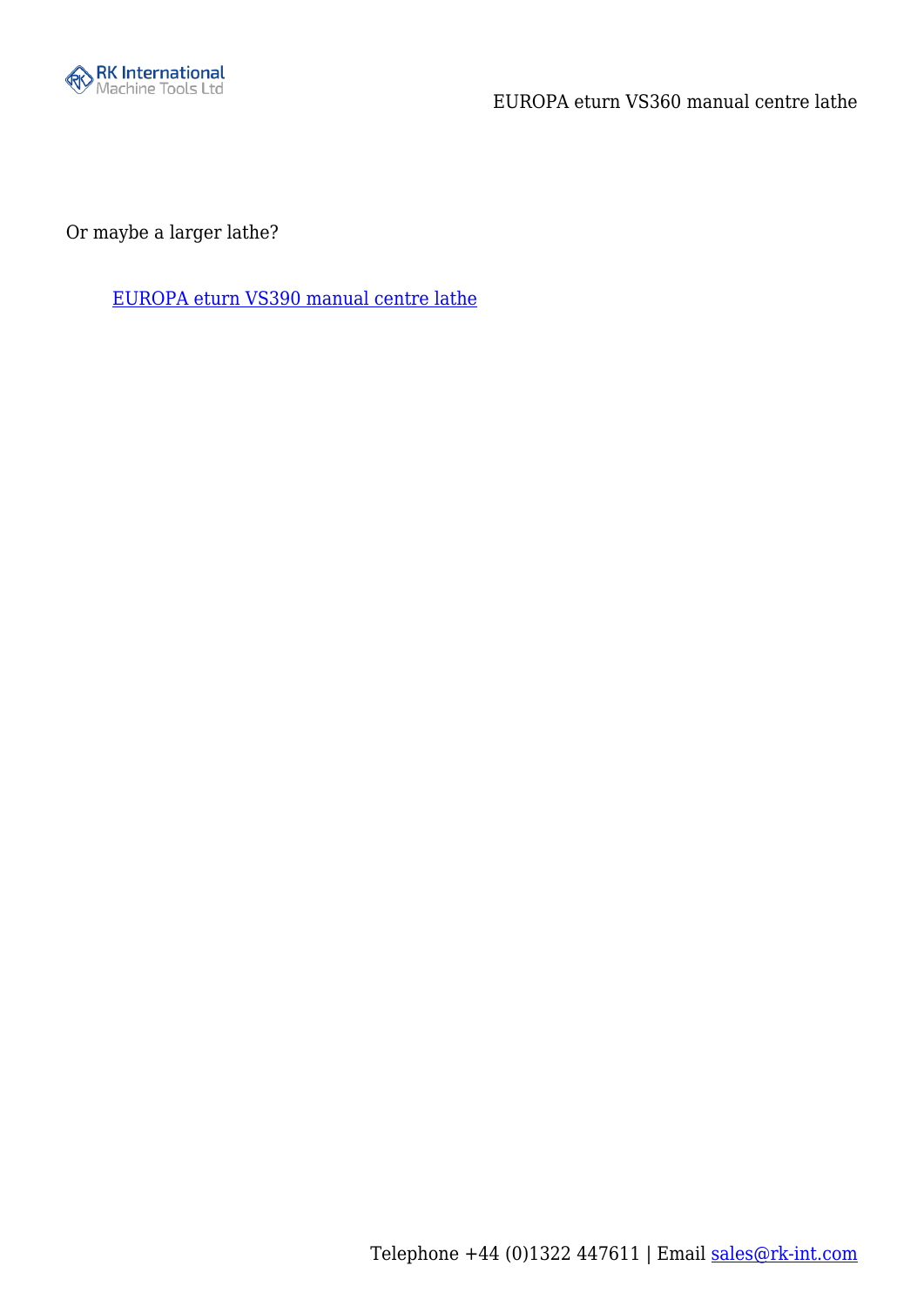Or maybe a larger lathe?

- [EUROPA eturn VS390 manual centre lathe]